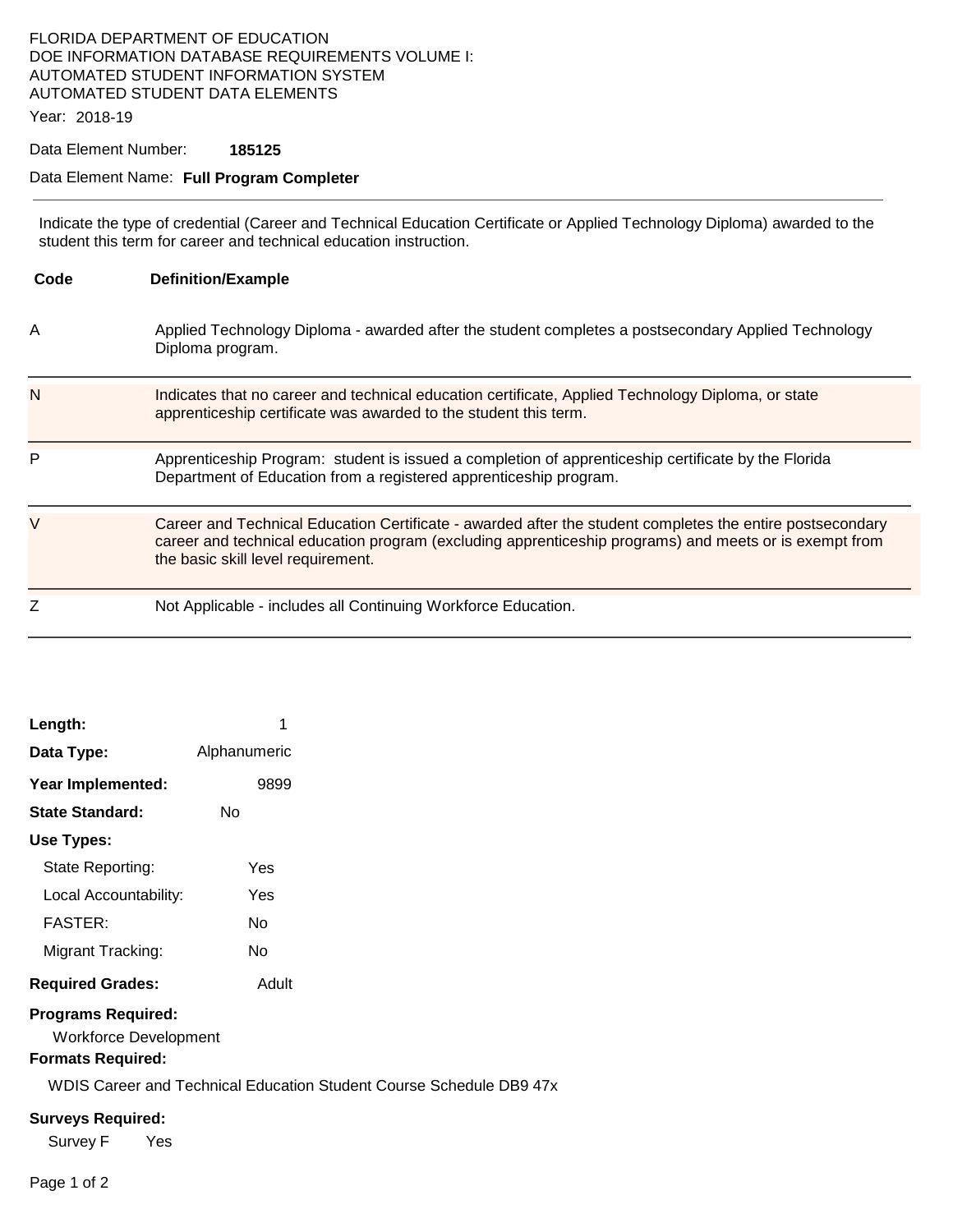FLORIDA DEPARTMENT OF EDUCATION
DOE INFORMATION DATABASE REQUIREMENTS VOLUME I:
AUTOMATED STUDENT INFORMATION SYSTEM
AUTOMATED STUDENT DATA ELEMENTS

Year: 2018-19

Data Element Number: **185125**

Data Element Name: **Full Program Completer**

---

Indicate the type of credential (Career and Technical Education Certificate or Applied Technology Diploma) awarded to the student this term for career and technical education instruction.

| Code | Definition/Example |
|---|---|
| A | Applied Technology Diploma - awarded after the student completes a postsecondary Applied Technology Diploma program. |
| N | Indicates that no career and technical education certificate, Applied Technology Diploma, or state apprenticeship certificate was awarded to the student this term. |
| P | Apprenticeship Program: student is issued a completion of apprenticeship certificate by the Florida Department of Education from a registered apprenticeship program. |
| V | Career and Technical Education Certificate - awarded after the student completes the entire postsecondary career and technical education program (excluding apprenticeship programs) and meets or is exempt from the basic skill level requirement. |
| Z | Not Applicable - includes all Continuing Workforce Education. |

**Length:** 1

**Data Type:** Alphanumeric

**Year Implemented:** 9899

**State Standard:** No

**Use Types:**

- State Reporting: Yes
- Local Accountability: Yes
- FASTER: No
- Migrant Tracking: No

**Required Grades:** Adult

**Programs Required:**

Workforce Development

**Formats Required:**

WDIS Career and Technical Education Student Course Schedule DB9 47x

**Surveys Required:**

Survey F Yes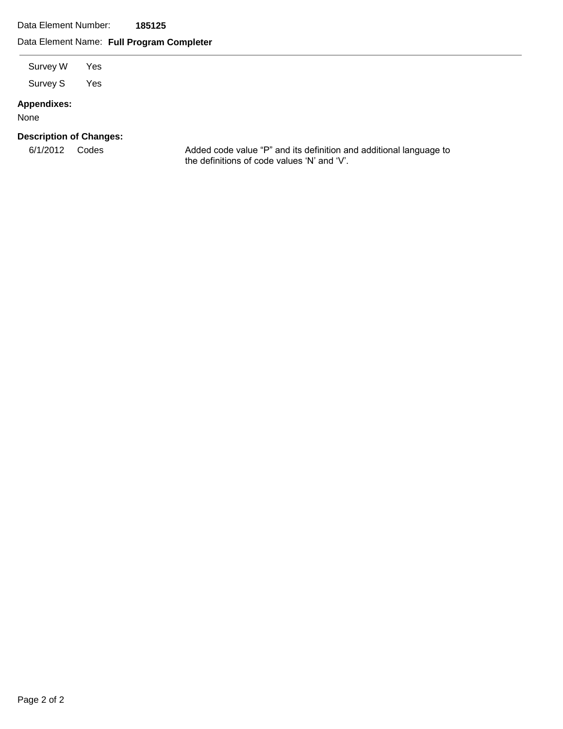Data Element Number: **185125**

Data Element Name: **Full Program Completer**

| | |
|---|---|
| Survey W | Yes |
| Survey S | Yes |

**Appendixes:**

None

**Description of Changes:**

| | | |
|---|---|---|
| 6/1/2012 | Codes | Added code value “P” and its definition and additional language to the definitions of code values ‘N’ and ‘V’. |